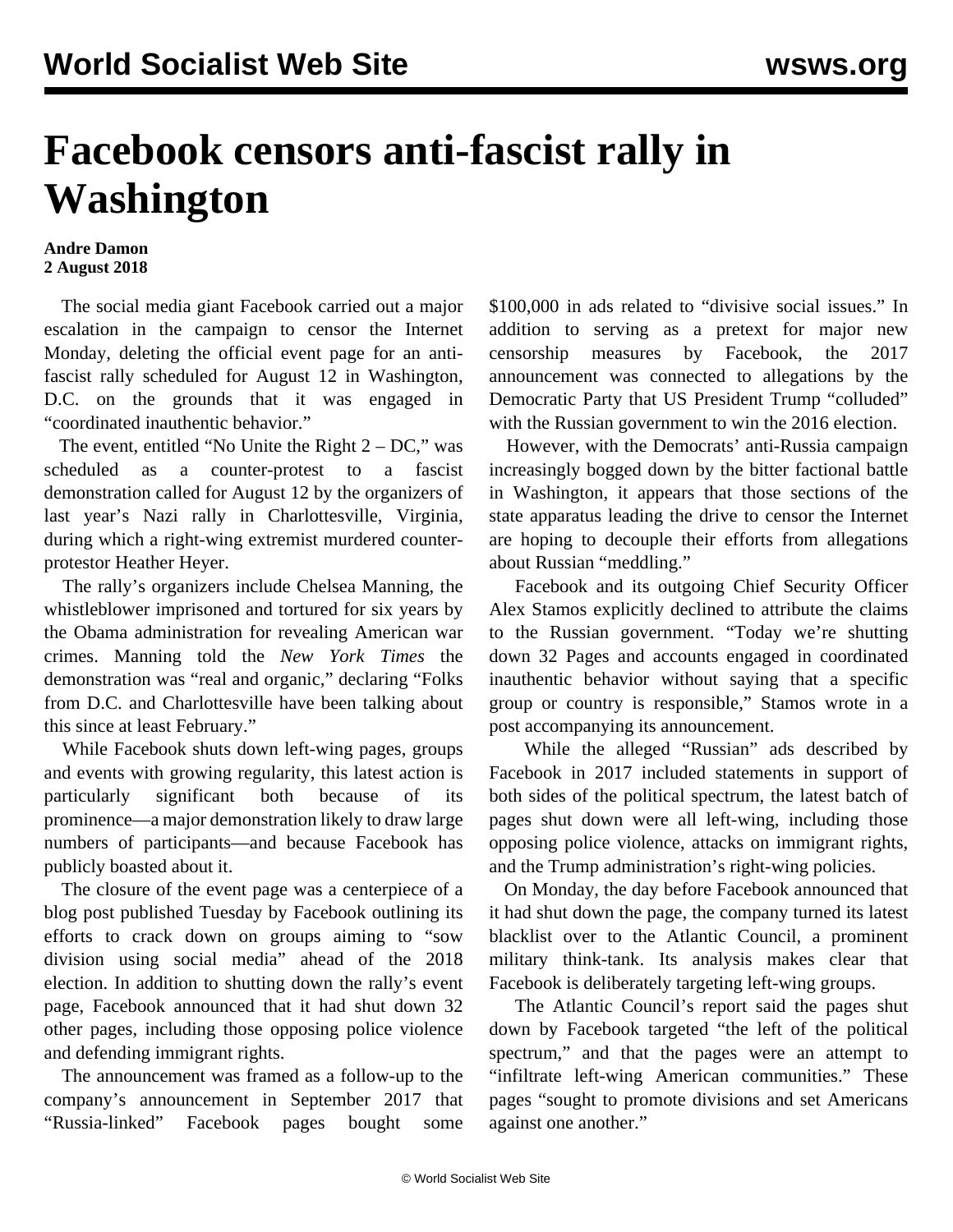# Facebook censors anti-fascist rally in Washington

**Andre Damon**
**2 August 2018**

The social media giant Facebook carried out a major escalation in the campaign to censor the Internet Monday, deleting the official event page for an anti-fascist rally scheduled for August 12 in Washington, D.C. on the grounds that it was engaged in "coordinated inauthentic behavior."

The event, entitled "No Unite the Right 2 – DC," was scheduled as a counter-protest to a fascist demonstration called for August 12 by the organizers of last year's Nazi rally in Charlottesville, Virginia, during which a right-wing extremist murdered counter-protestor Heather Heyer.

The rally's organizers include Chelsea Manning, the whistleblower imprisoned and tortured for six years by the Obama administration for revealing American war crimes. Manning told the *New York Times* the demonstration was "real and organic," declaring "Folks from D.C. and Charlottesville have been talking about this since at least February."

While Facebook shuts down left-wing pages, groups and events with growing regularity, this latest action is particularly significant both because of its prominence—a major demonstration likely to draw large numbers of participants—and because Facebook has publicly boasted about it.

The closure of the event page was a centerpiece of a blog post published Tuesday by Facebook outlining its efforts to crack down on groups aiming to "sow division using social media" ahead of the 2018 election. In addition to shutting down the rally's event page, Facebook announced that it had shut down 32 other pages, including those opposing police violence and defending immigrant rights.

The announcement was framed as a follow-up to the company's announcement in September 2017 that "Russia-linked" Facebook pages bought some $100,000 in ads related to "divisive social issues." In addition to serving as a pretext for major new censorship measures by Facebook, the 2017 announcement was connected to allegations by the Democratic Party that US President Trump "colluded" with the Russian government to win the 2016 election.

However, with the Democrats' anti-Russia campaign increasingly bogged down by the bitter factional battle in Washington, it appears that those sections of the state apparatus leading the drive to censor the Internet are hoping to decouple their efforts from allegations about Russian "meddling."

Facebook and its outgoing Chief Security Officer Alex Stamos explicitly declined to attribute the claims to the Russian government. "Today we're shutting down 32 Pages and accounts engaged in coordinated inauthentic behavior without saying that a specific group or country is responsible," Stamos wrote in a post accompanying its announcement.

While the alleged "Russian" ads described by Facebook in 2017 included statements in support of both sides of the political spectrum, the latest batch of pages shut down were all left-wing, including those opposing police violence, attacks on immigrant rights, and the Trump administration's right-wing policies.

On Monday, the day before Facebook announced that it had shut down the page, the company turned its latest blacklist over to the Atlantic Council, a prominent military think-tank. Its analysis makes clear that Facebook is deliberately targeting left-wing groups.

The Atlantic Council's report said the pages shut down by Facebook targeted "the left of the political spectrum," and that the pages were an attempt to "infiltrate left-wing American communities." These pages "sought to promote divisions and set Americans against one another."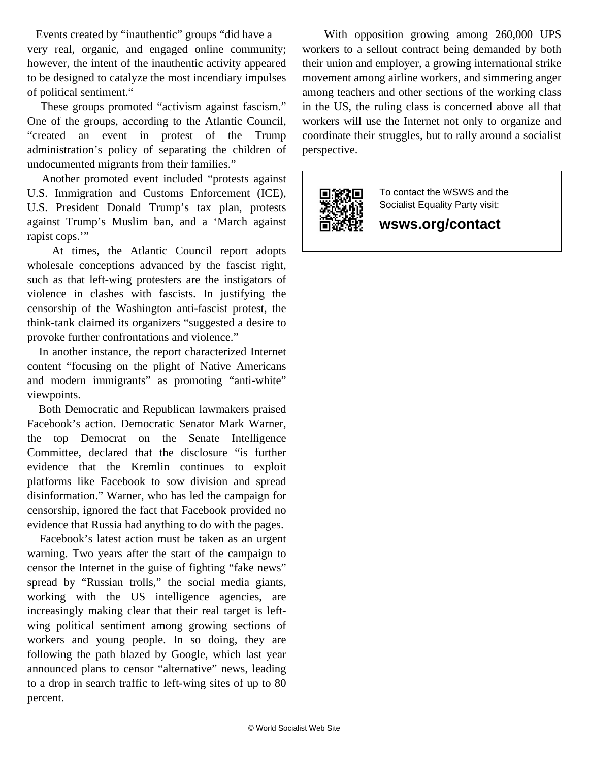Events created by "inauthentic" groups "did have a very real, organic, and engaged online community; however, the intent of the inauthentic activity appeared to be designed to catalyze the most incendiary impulses of political sentiment."

These groups promoted "activism against fascism." One of the groups, according to the Atlantic Council, "created an event in protest of the Trump administration's policy of separating the children of undocumented migrants from their families."

Another promoted event included "protests against U.S. Immigration and Customs Enforcement (ICE), U.S. President Donald Trump's tax plan, protests against Trump's Muslim ban, and a 'March against rapist cops.'"

At times, the Atlantic Council report adopts wholesale conceptions advanced by the fascist right, such as that left-wing protesters are the instigators of violence in clashes with fascists. In justifying the censorship of the Washington anti-fascist protest, the think-tank claimed its organizers "suggested a desire to provoke further confrontations and violence."

In another instance, the report characterized Internet content "focusing on the plight of Native Americans and modern immigrants" as promoting "anti-white" viewpoints.

Both Democratic and Republican lawmakers praised Facebook's action. Democratic Senator Mark Warner, the top Democrat on the Senate Intelligence Committee, declared that the disclosure "is further evidence that the Kremlin continues to exploit platforms like Facebook to sow division and spread disinformation." Warner, who has led the campaign for censorship, ignored the fact that Facebook provided no evidence that Russia had anything to do with the pages.

Facebook's latest action must be taken as an urgent warning. Two years after the start of the campaign to censor the Internet in the guise of fighting "fake news" spread by "Russian trolls," the social media giants, working with the US intelligence agencies, are increasingly making clear that their real target is left-wing political sentiment among growing sections of workers and young people. In so doing, they are following the path blazed by Google, which last year announced plans to censor "alternative" news, leading to a drop in search traffic to left-wing sites of up to 80 percent.

With opposition growing among 260,000 UPS workers to a sellout contract being demanded by both their union and employer, a growing international strike movement among airline workers, and simmering anger among teachers and other sections of the working class in the US, the ruling class is concerned above all that workers will use the Internet not only to organize and coordinate their struggles, but to rally around a socialist perspective.

To contact the WSWS and the Socialist Equality Party visit:

**wsws.org/contact**